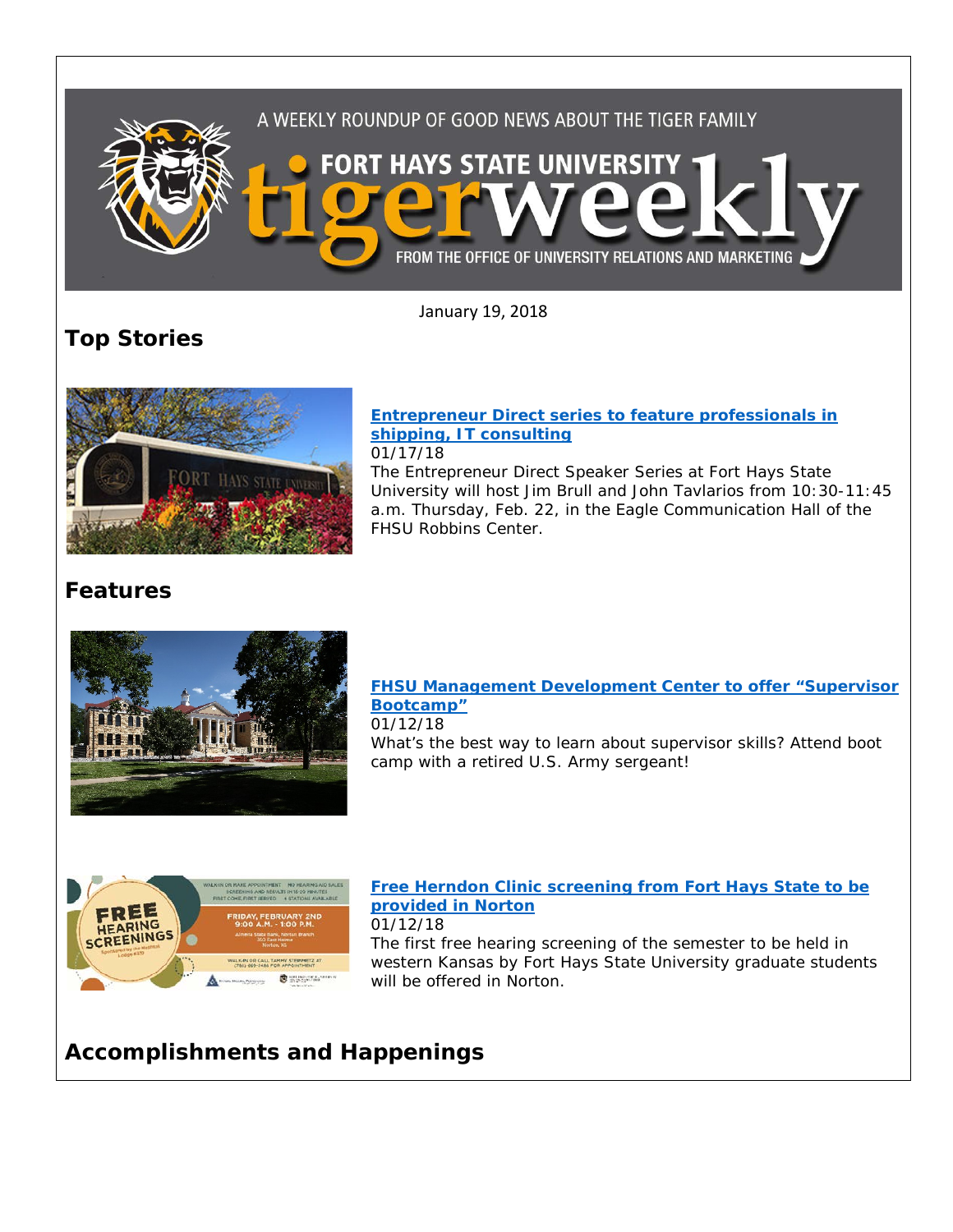A WEEKLY ROUNDUP OF GOOD NEWS ABOUT THE TIGER FAMILY

FORT HAYS STATE UNIVERSITY

# tigerweekly

FROM THE OFFICE OF UNIVERSITY RELATIONS AND MARKETING

January 19, 2018

## Top Stories

**Entrepreneur Direct series to feature professionals in shipping, IT consulting**
01/17/18
The Entrepreneur Direct Speaker Series at Fort Hays State University will host Jim Brull and John Tavlarios from 10:30-11:45 a.m. Thursday, Feb. 22, in the Eagle Communication Hall of the FHSU Robbins Center.

## Features

**FHSU Management Development Center to offer "Supervisor Bootcamp"**
01/12/18
What's the best way to learn about supervisor skills? Attend boot camp with a retired U.S. Army sergeant!

**Free Herndon Clinic screening from Fort Hays State to be provided in Norton**
01/12/18
The first free hearing screening of the semester to be held in western Kansas by Fort Hays State University graduate students will be offered in Norton.

## Accomplishments and Happenings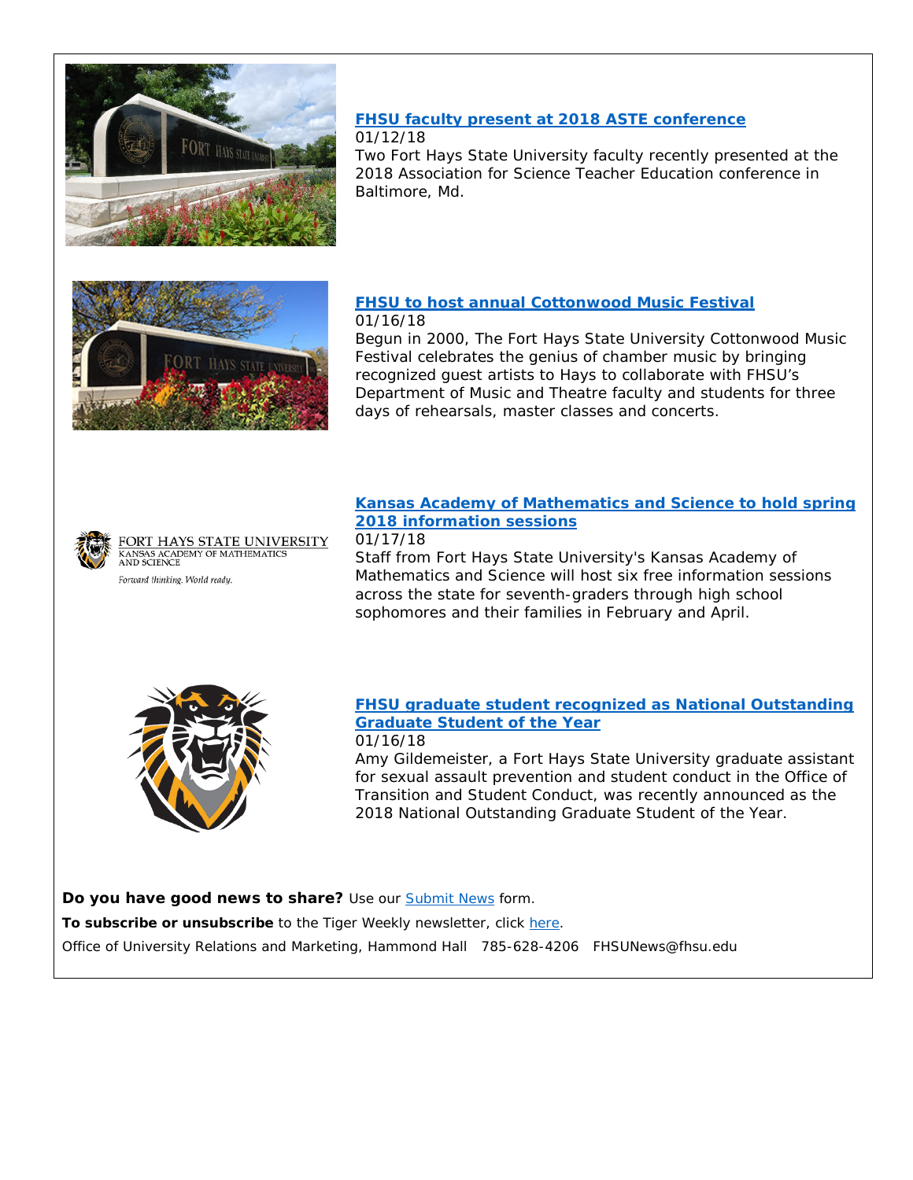**[FHSU faculty present at 2018 ASTE conference]**

01/12/18

Two Fort Hays State University faculty recently presented at the 2018 Association for Science Teacher Education conference in Baltimore, Md.

**[FHSU to host annual Cottonwood Music Festival]**

01/16/18

Begun in 2000, The Fort Hays State University Cottonwood Music Festival celebrates the genius of chamber music by bringing recognized guest artists to Hays to collaborate with FHSU's Department of Music and Theatre faculty and students for three days of rehearsals, master classes and concerts.

**[Kansas Academy of Mathematics and Science to hold spring 2018 information sessions]**

01/17/18

Staff from Fort Hays State University's Kansas Academy of Mathematics and Science will host six free information sessions across the state for seventh-graders through high school sophomores and their families in February and April.

**[FHSU graduate student recognized as National Outstanding Graduate Student of the Year]**

01/16/18

Amy Gildemeister, a Fort Hays State University graduate assistant for sexual assault prevention and student conduct in the Office of Transition and Student Conduct, was recently announced as the 2018 National Outstanding Graduate Student of the Year.

**Do you have good news to share?** Use our Submit News form.

**To subscribe or unsubscribe** to the Tiger Weekly newsletter, click here.

Office of University Relations and Marketing, Hammond Hall 785-628-4206 FHSUNews@fhsu.edu